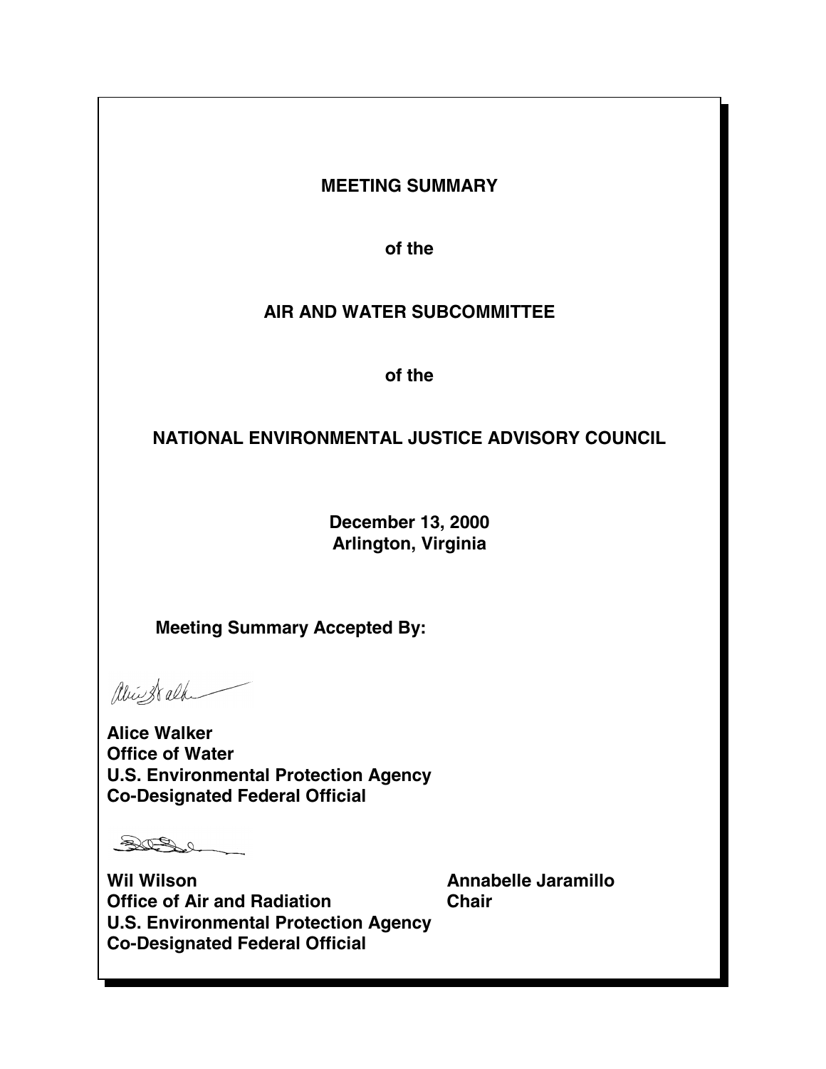**MEETING SUMMARY**

**of the**

**AIR AND WATER SUBCOMMITTEE**

**of the**

**NATIONAL ENVIRONMENTAL JUSTICE ADVISORY COUNCIL**

**December 13, 2000**
**Arlington, Virginia**

**Meeting Summary Accepted By:**

**Alice Walker**
**Office of Water**
**U.S. Environmental Protection Agency**
**Co-Designated Federal Official**

**Wil Wilson**
**Office of Air and Radiation**
**U.S. Environmental Protection Agency**
**Co-Designated Federal Official**

**Annabelle Jaramillo**
**Chair**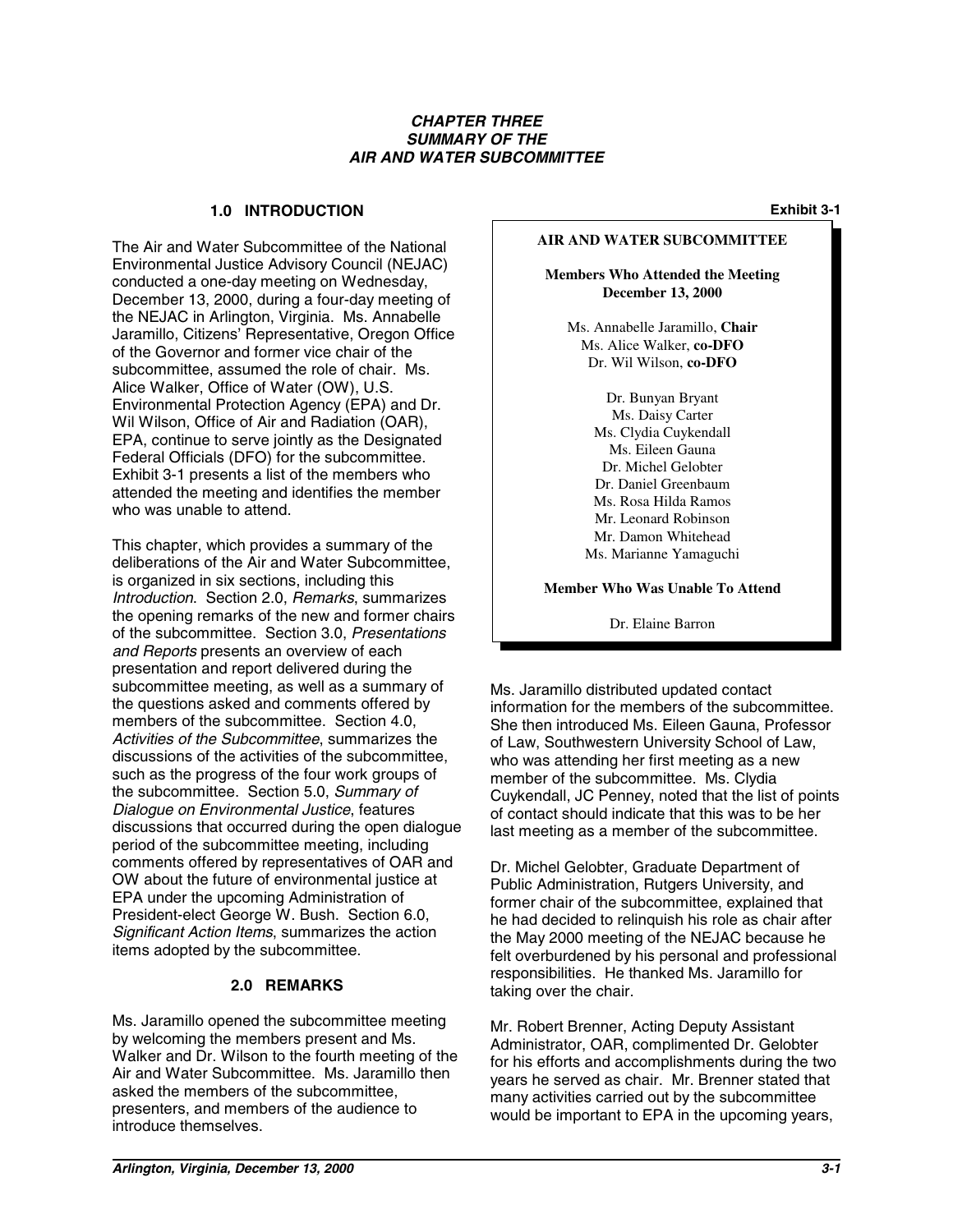# CHAPTER THREE
# SUMMARY OF THE AIR AND WATER SUBCOMMITTEE

## 1.0 INTRODUCTION

The Air and Water Subcommittee of the National Environmental Justice Advisory Council (NEJAC) conducted a one-day meeting on Wednesday, December 13, 2000, during a four-day meeting of the NEJAC in Arlington, Virginia. Ms. Annabelle Jaramillo, Citizens' Representative, Oregon Office of the Governor and former vice chair of the subcommittee, assumed the role of chair. Ms. Alice Walker, Office of Water (OW), U.S. Environmental Protection Agency (EPA) and Dr. Wil Wilson, Office of Air and Radiation (OAR), EPA, continue to serve jointly as the Designated Federal Officials (DFO) for the subcommittee. Exhibit 3-1 presents a list of the members who attended the meeting and identifies the member who was unable to attend.

**Exhibit 3-1**

**AIR AND WATER SUBCOMMITTEE**

**Members Who Attended the Meeting December 13, 2000**

Ms. Annabelle Jaramillo, **Chair**
Ms. Alice Walker, **co-DFO**
Dr. Wil Wilson, **co-DFO**

Dr. Bunyan Bryant
Ms. Daisy Carter
Ms. Clydia Cuykendall
Ms. Eileen Gauna
Dr. Michel Gelobter
Dr. Daniel Greenbaum
Ms. Rosa Hilda Ramos
Mr. Leonard Robinson
Mr. Damon Whitehead
Ms. Marianne Yamaguchi

**Member Who Was Unable To Attend**

Dr. Elaine Barron

This chapter, which provides a summary of the deliberations of the Air and Water Subcommittee, is organized in six sections, including this *Introduction*. Section 2.0, *Remarks*, summarizes the opening remarks of the new and former chairs of the subcommittee. Section 3.0, *Presentations and Reports* presents an overview of each presentation and report delivered during the subcommittee meeting, as well as a summary of the questions asked and comments offered by members of the subcommittee. Section 4.0, *Activities of the Subcommittee*, summarizes the discussions of the activities of the subcommittee, such as the progress of the four work groups of the subcommittee. Section 5.0, *Summary of Dialogue on Environmental Justice*, features discussions that occurred during the open dialogue period of the subcommittee meeting, including comments offered by representatives of OAR and OW about the future of environmental justice at EPA under the upcoming Administration of President-elect George W. Bush. Section 6.0, *Significant Action Items*, summarizes the action items adopted by the subcommittee.

## 2.0 REMARKS

Ms. Jaramillo opened the subcommittee meeting by welcoming the members present and Ms. Walker and Dr. Wilson to the fourth meeting of the Air and Water Subcommittee. Ms. Jaramillo then asked the members of the subcommittee, presenters, and members of the audience to introduce themselves.

Ms. Jaramillo distributed updated contact information for the members of the subcommittee. She then introduced Ms. Eileen Gauna, Professor of Law, Southwestern University School of Law, who was attending her first meeting as a new member of the subcommittee. Ms. Clydia Cuykendall, JC Penney, noted that the list of points of contact should indicate that this was to be her last meeting as a member of the subcommittee.

Dr. Michel Gelobter, Graduate Department of Public Administration, Rutgers University, and former chair of the subcommittee, explained that he had decided to relinquish his role as chair after the May 2000 meeting of the NEJAC because he felt overburdened by his personal and professional responsibilities. He thanked Ms. Jaramillo for taking over the chair.

Mr. Robert Brenner, Acting Deputy Assistant Administrator, OAR, complimented Dr. Gelobter for his efforts and accomplishments during the two years he served as chair. Mr. Brenner stated that many activities carried out by the subcommittee would be important to EPA in the upcoming years,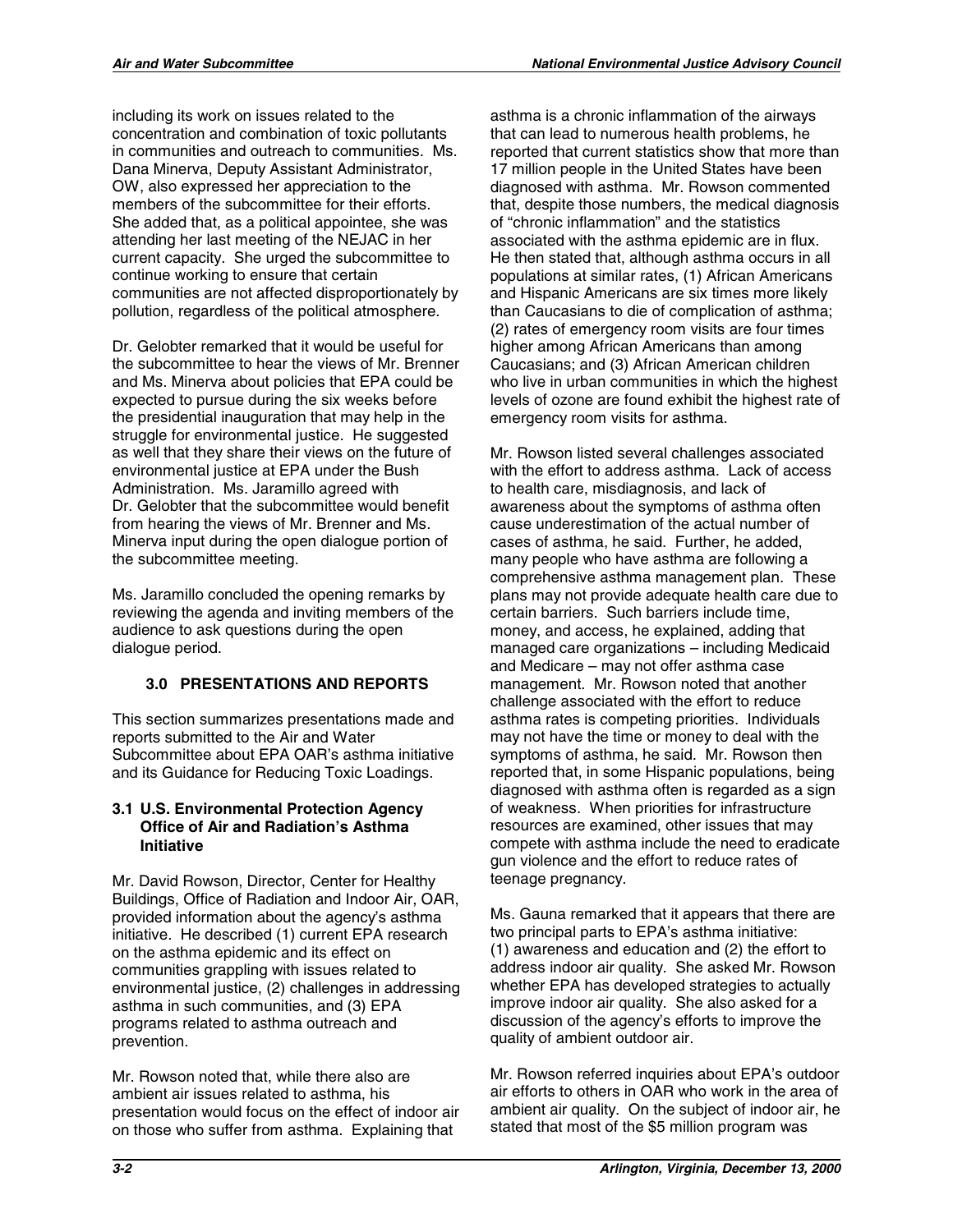including its work on issues related to the concentration and combination of toxic pollutants in communities and outreach to communities. Ms. Dana Minerva, Deputy Assistant Administrator, OW, also expressed her appreciation to the members of the subcommittee for their efforts. She added that, as a political appointee, she was attending her last meeting of the NEJAC in her current capacity. She urged the subcommittee to continue working to ensure that certain communities are not affected disproportionately by pollution, regardless of the political atmosphere.

Dr. Gelobter remarked that it would be useful for the subcommittee to hear the views of Mr. Brenner and Ms. Minerva about policies that EPA could be expected to pursue during the six weeks before the presidential inauguration that may help in the struggle for environmental justice. He suggested as well that they share their views on the future of environmental justice at EPA under the Bush Administration. Ms. Jaramillo agreed with Dr. Gelobter that the subcommittee would benefit from hearing the views of Mr. Brenner and Ms. Minerva input during the open dialogue portion of the subcommittee meeting.

Ms. Jaramillo concluded the opening remarks by reviewing the agenda and inviting members of the audience to ask questions during the open dialogue period.

## 3.0 PRESENTATIONS AND REPORTS

This section summarizes presentations made and reports submitted to the Air and Water Subcommittee about EPA OAR's asthma initiative and its Guidance for Reducing Toxic Loadings.

### 3.1 U.S. Environmental Protection Agency Office of Air and Radiation's Asthma Initiative

Mr. David Rowson, Director, Center for Healthy Buildings, Office of Radiation and Indoor Air, OAR, provided information about the agency's asthma initiative. He described (1) current EPA research on the asthma epidemic and its effect on communities grappling with issues related to environmental justice, (2) challenges in addressing asthma in such communities, and (3) EPA programs related to asthma outreach and prevention.

Mr. Rowson noted that, while there also are ambient air issues related to asthma, his presentation would focus on the effect of indoor air on those who suffer from asthma. Explaining that asthma is a chronic inflammation of the airways that can lead to numerous health problems, he reported that current statistics show that more than 17 million people in the United States have been diagnosed with asthma. Mr. Rowson commented that, despite those numbers, the medical diagnosis of "chronic inflammation" and the statistics associated with the asthma epidemic are in flux. He then stated that, although asthma occurs in all populations at similar rates, (1) African Americans and Hispanic Americans are six times more likely than Caucasians to die of complication of asthma; (2) rates of emergency room visits are four times higher among African Americans than among Caucasians; and (3) African American children who live in urban communities in which the highest levels of ozone are found exhibit the highest rate of emergency room visits for asthma.

Mr. Rowson listed several challenges associated with the effort to address asthma. Lack of access to health care, misdiagnosis, and lack of awareness about the symptoms of asthma often cause underestimation of the actual number of cases of asthma, he said. Further, he added, many people who have asthma are following a comprehensive asthma management plan. These plans may not provide adequate health care due to certain barriers. Such barriers include time, money, and access, he explained, adding that managed care organizations – including Medicaid and Medicare – may not offer asthma case management. Mr. Rowson noted that another challenge associated with the effort to reduce asthma rates is competing priorities. Individuals may not have the time or money to deal with the symptoms of asthma, he said. Mr. Rowson then reported that, in some Hispanic populations, being diagnosed with asthma often is regarded as a sign of weakness. When priorities for infrastructure resources are examined, other issues that may compete with asthma include the need to eradicate gun violence and the effort to reduce rates of teenage pregnancy.

Ms. Gauna remarked that it appears that there are two principal parts to EPA's asthma initiative: (1) awareness and education and (2) the effort to address indoor air quality. She asked Mr. Rowson whether EPA has developed strategies to actually improve indoor air quality. She also asked for a discussion of the agency's efforts to improve the quality of ambient outdoor air.

Mr. Rowson referred inquiries about EPA's outdoor air efforts to others in OAR who work in the area of ambient air quality. On the subject of indoor air, he stated that most of the $5 million program was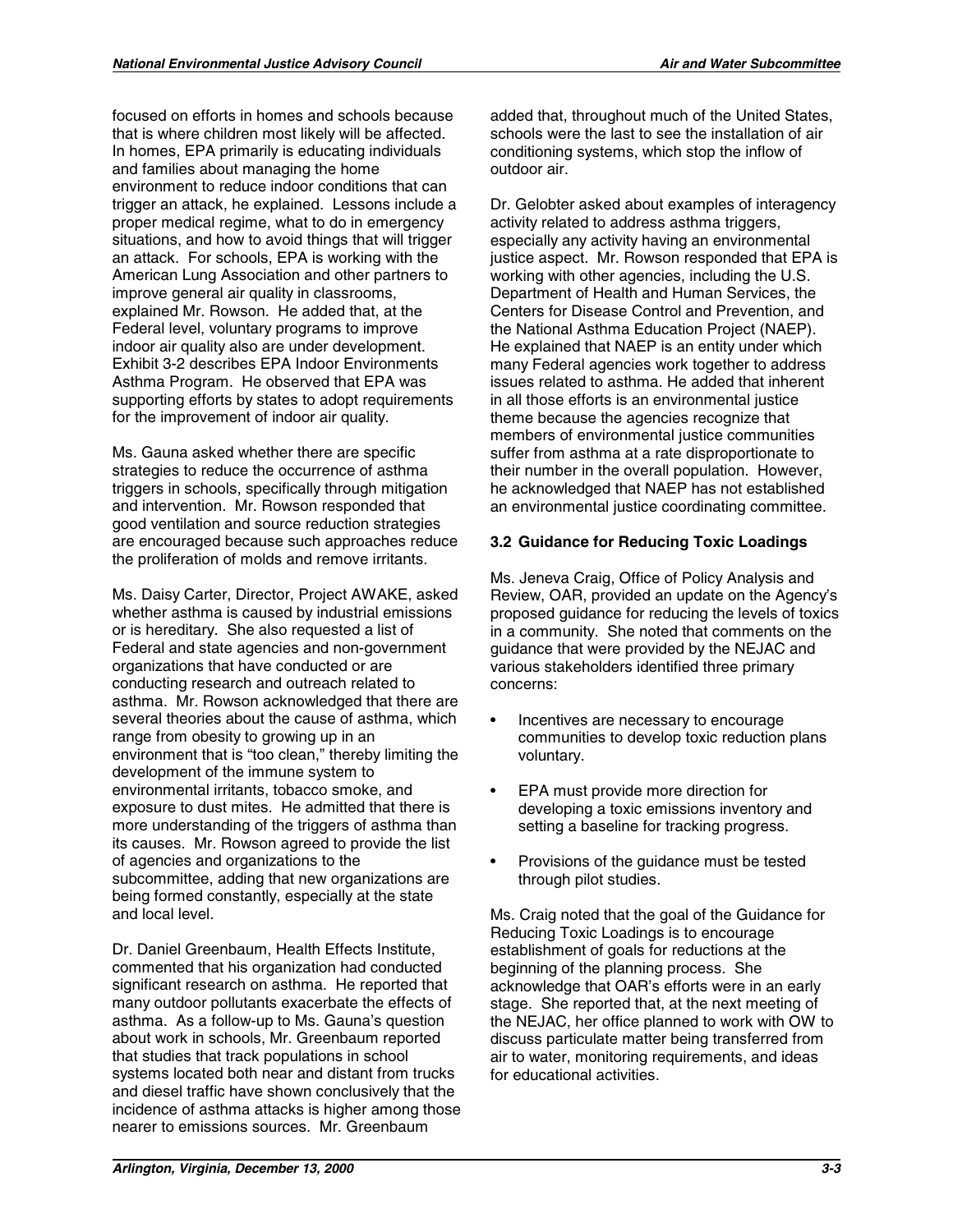focused on efforts in homes and schools because that is where children most likely will be affected. In homes, EPA primarily is educating individuals and families about managing the home environment to reduce indoor conditions that can trigger an attack, he explained. Lessons include a proper medical regime, what to do in emergency situations, and how to avoid things that will trigger an attack. For schools, EPA is working with the American Lung Association and other partners to improve general air quality in classrooms, explained Mr. Rowson. He added that, at the Federal level, voluntary programs to improve indoor air quality also are under development. Exhibit 3-2 describes EPA Indoor Environments Asthma Program. He observed that EPA was supporting efforts by states to adopt requirements for the improvement of indoor air quality.

Ms. Gauna asked whether there are specific strategies to reduce the occurrence of asthma triggers in schools, specifically through mitigation and intervention. Mr. Rowson responded that good ventilation and source reduction strategies are encouraged because such approaches reduce the proliferation of molds and remove irritants.

Ms. Daisy Carter, Director, Project AWAKE, asked whether asthma is caused by industrial emissions or is hereditary. She also requested a list of Federal and state agencies and non-government organizations that have conducted or are conducting research and outreach related to asthma. Mr. Rowson acknowledged that there are several theories about the cause of asthma, which range from obesity to growing up in an environment that is "too clean," thereby limiting the development of the immune system to environmental irritants, tobacco smoke, and exposure to dust mites. He admitted that there is more understanding of the triggers of asthma than its causes. Mr. Rowson agreed to provide the list of agencies and organizations to the subcommittee, adding that new organizations are being formed constantly, especially at the state and local level.

Dr. Daniel Greenbaum, Health Effects Institute, commented that his organization had conducted significant research on asthma. He reported that many outdoor pollutants exacerbate the effects of asthma. As a follow-up to Ms. Gauna's question about work in schools, Mr. Greenbaum reported that studies that track populations in school systems located both near and distant from trucks and diesel traffic have shown conclusively that the incidence of asthma attacks is higher among those nearer to emissions sources. Mr. Greenbaum added that, throughout much of the United States, schools were the last to see the installation of air conditioning systems, which stop the inflow of outdoor air.

Dr. Gelobter asked about examples of interagency activity related to address asthma triggers, especially any activity having an environmental justice aspect. Mr. Rowson responded that EPA is working with other agencies, including the U.S. Department of Health and Human Services, the Centers for Disease Control and Prevention, and the National Asthma Education Project (NAEP). He explained that NAEP is an entity under which many Federal agencies work together to address issues related to asthma. He added that inherent in all those efforts is an environmental justice theme because the agencies recognize that members of environmental justice communities suffer from asthma at a rate disproportionate to their number in the overall population. However, he acknowledged that NAEP has not established an environmental justice coordinating committee.

### 3.2 Guidance for Reducing Toxic Loadings

Ms. Jeneva Craig, Office of Policy Analysis and Review, OAR, provided an update on the Agency's proposed guidance for reducing the levels of toxics in a community. She noted that comments on the guidance that were provided by the NEJAC and various stakeholders identified three primary concerns:

- Incentives are necessary to encourage communities to develop toxic reduction plans voluntary.
- EPA must provide more direction for developing a toxic emissions inventory and setting a baseline for tracking progress.
- Provisions of the guidance must be tested through pilot studies.

Ms. Craig noted that the goal of the Guidance for Reducing Toxic Loadings is to encourage establishment of goals for reductions at the beginning of the planning process. She acknowledge that OAR's efforts were in an early stage. She reported that, at the next meeting of the NEJAC, her office planned to work with OW to discuss particulate matter being transferred from air to water, monitoring requirements, and ideas for educational activities.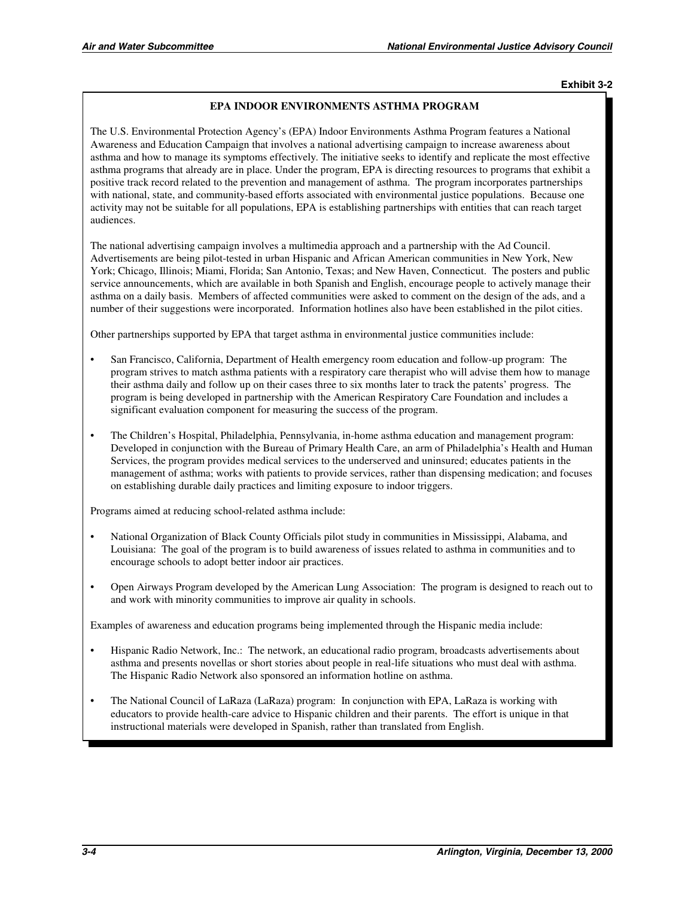**Exhibit 3-2**

### EPA INDOOR ENVIRONMENTS ASTHMA PROGRAM

The U.S. Environmental Protection Agency's (EPA) Indoor Environments Asthma Program features a National Awareness and Education Campaign that involves a national advertising campaign to increase awareness about asthma and how to manage its symptoms effectively. The initiative seeks to identify and replicate the most effective asthma programs that already are in place. Under the program, EPA is directing resources to programs that exhibit a positive track record related to the prevention and management of asthma. The program incorporates partnerships with national, state, and community-based efforts associated with environmental justice populations. Because one activity may not be suitable for all populations, EPA is establishing partnerships with entities that can reach target audiences.

The national advertising campaign involves a multimedia approach and a partnership with the Ad Council. Advertisements are being pilot-tested in urban Hispanic and African American communities in New York, New York; Chicago, Illinois; Miami, Florida; San Antonio, Texas; and New Haven, Connecticut. The posters and public service announcements, which are available in both Spanish and English, encourage people to actively manage their asthma on a daily basis. Members of affected communities were asked to comment on the design of the ads, and a number of their suggestions were incorporated. Information hotlines also have been established in the pilot cities.

Other partnerships supported by EPA that target asthma in environmental justice communities include:

- San Francisco, California, Department of Health emergency room education and follow-up program: The program strives to match asthma patients with a respiratory care therapist who will advise them how to manage their asthma daily and follow up on their cases three to six months later to track the patents' progress. The program is being developed in partnership with the American Respiratory Care Foundation and includes a significant evaluation component for measuring the success of the program.

- The Children's Hospital, Philadelphia, Pennsylvania, in-home asthma education and management program: Developed in conjunction with the Bureau of Primary Health Care, an arm of Philadelphia's Health and Human Services, the program provides medical services to the underserved and uninsured; educates patients in the management of asthma; works with patients to provide services, rather than dispensing medication; and focuses on establishing durable daily practices and limiting exposure to indoor triggers.

Programs aimed at reducing school-related asthma include:

- National Organization of Black County Officials pilot study in communities in Mississippi, Alabama, and Louisiana: The goal of the program is to build awareness of issues related to asthma in communities and to encourage schools to adopt better indoor air practices.

- Open Airways Program developed by the American Lung Association: The program is designed to reach out to and work with minority communities to improve air quality in schools.

Examples of awareness and education programs being implemented through the Hispanic media include:

- Hispanic Radio Network, Inc.: The network, an educational radio program, broadcasts advertisements about asthma and presents novellas or short stories about people in real-life situations who must deal with asthma. The Hispanic Radio Network also sponsored an information hotline on asthma.

- The National Council of LaRaza (LaRaza) program: In conjunction with EPA, LaRaza is working with educators to provide health-care advice to Hispanic children and their parents. The effort is unique in that instructional materials were developed in Spanish, rather than translated from English.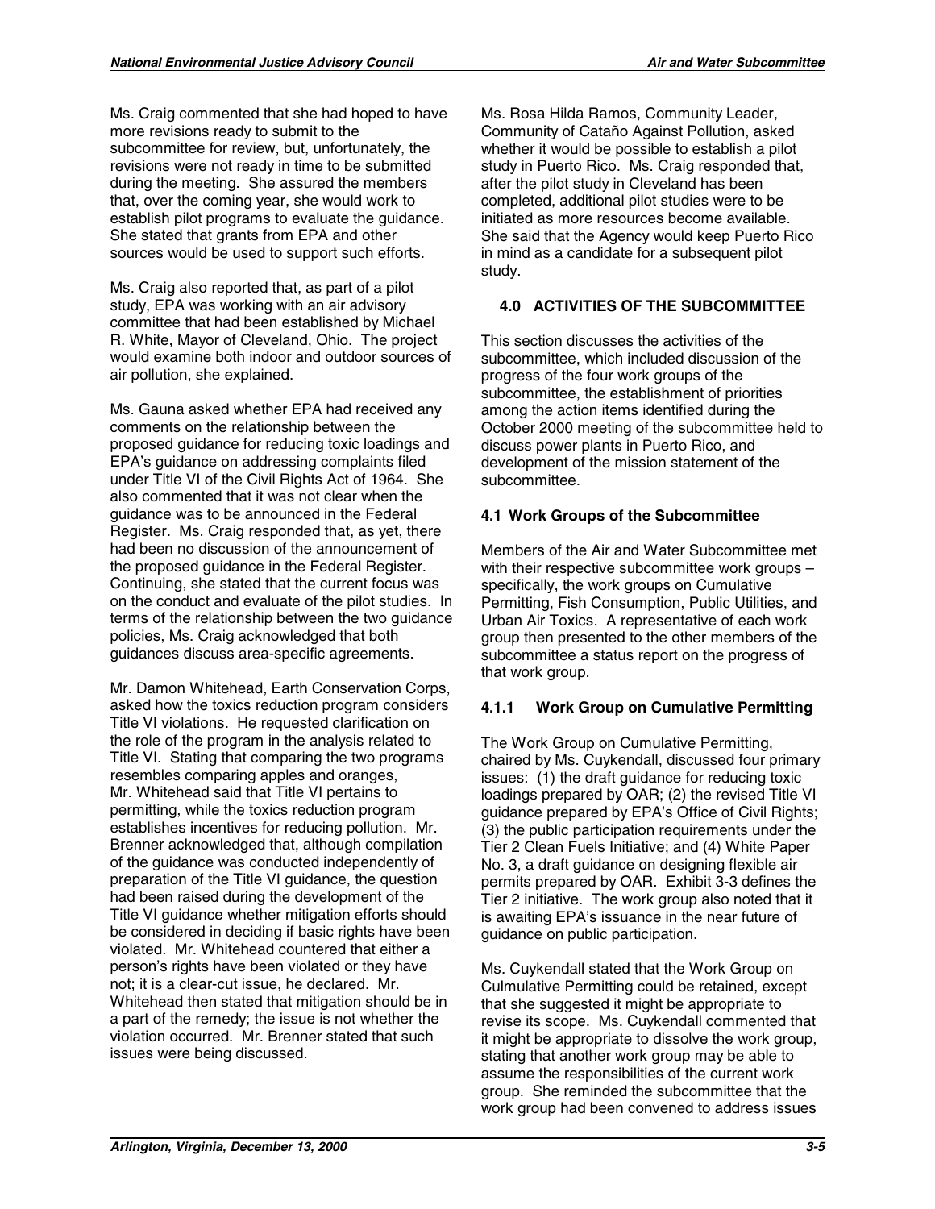Ms. Craig commented that she had hoped to have more revisions ready to submit to the subcommittee for review, but, unfortunately, the revisions were not ready in time to be submitted during the meeting. She assured the members that, over the coming year, she would work to establish pilot programs to evaluate the guidance. She stated that grants from EPA and other sources would be used to support such efforts.

Ms. Craig also reported that, as part of a pilot study, EPA was working with an air advisory committee that had been established by Michael R. White, Mayor of Cleveland, Ohio. The project would examine both indoor and outdoor sources of air pollution, she explained.

Ms. Gauna asked whether EPA had received any comments on the relationship between the proposed guidance for reducing toxic loadings and EPA's guidance on addressing complaints filed under Title VI of the Civil Rights Act of 1964. She also commented that it was not clear when the guidance was to be announced in the Federal Register. Ms. Craig responded that, as yet, there had been no discussion of the announcement of the proposed guidance in the Federal Register. Continuing, she stated that the current focus was on the conduct and evaluate of the pilot studies. In terms of the relationship between the two guidance policies, Ms. Craig acknowledged that both guidances discuss area-specific agreements.

Mr. Damon Whitehead, Earth Conservation Corps, asked how the toxics reduction program considers Title VI violations. He requested clarification on the role of the program in the analysis related to Title VI. Stating that comparing the two programs resembles comparing apples and oranges, Mr. Whitehead said that Title VI pertains to permitting, while the toxics reduction program establishes incentives for reducing pollution. Mr. Brenner acknowledged that, although compilation of the guidance was conducted independently of preparation of the Title VI guidance, the question had been raised during the development of the Title VI guidance whether mitigation efforts should be considered in deciding if basic rights have been violated. Mr. Whitehead countered that either a person's rights have been violated or they have not; it is a clear-cut issue, he declared. Mr. Whitehead then stated that mitigation should be in a part of the remedy; the issue is not whether the violation occurred. Mr. Brenner stated that such issues were being discussed.

Ms. Rosa Hilda Ramos, Community Leader, Community of Cataño Against Pollution, asked whether it would be possible to establish a pilot study in Puerto Rico. Ms. Craig responded that, after the pilot study in Cleveland has been completed, additional pilot studies were to be initiated as more resources become available. She said that the Agency would keep Puerto Rico in mind as a candidate for a subsequent pilot study.

## 4.0 ACTIVITIES OF THE SUBCOMMITTEE

This section discusses the activities of the subcommittee, which included discussion of the progress of the four work groups of the subcommittee, the establishment of priorities among the action items identified during the October 2000 meeting of the subcommittee held to discuss power plants in Puerto Rico, and development of the mission statement of the subcommittee.

### 4.1 Work Groups of the Subcommittee

Members of the Air and Water Subcommittee met with their respective subcommittee work groups – specifically, the work groups on Cumulative Permitting, Fish Consumption, Public Utilities, and Urban Air Toxics. A representative of each work group then presented to the other members of the subcommittee a status report on the progress of that work group.

#### 4.1.1 Work Group on Cumulative Permitting

The Work Group on Cumulative Permitting, chaired by Ms. Cuykendall, discussed four primary issues: (1) the draft guidance for reducing toxic loadings prepared by OAR; (2) the revised Title VI guidance prepared by EPA's Office of Civil Rights; (3) the public participation requirements under the Tier 2 Clean Fuels Initiative; and (4) White Paper No. 3, a draft guidance on designing flexible air permits prepared by OAR. Exhibit 3-3 defines the Tier 2 initiative. The work group also noted that it is awaiting EPA's issuance in the near future of guidance on public participation.

Ms. Cuykendall stated that the Work Group on Culmulative Permitting could be retained, except that she suggested it might be appropriate to revise its scope. Ms. Cuykendall commented that it might be appropriate to dissolve the work group, stating that another work group may be able to assume the responsibilities of the current work group. She reminded the subcommittee that the work group had been convened to address issues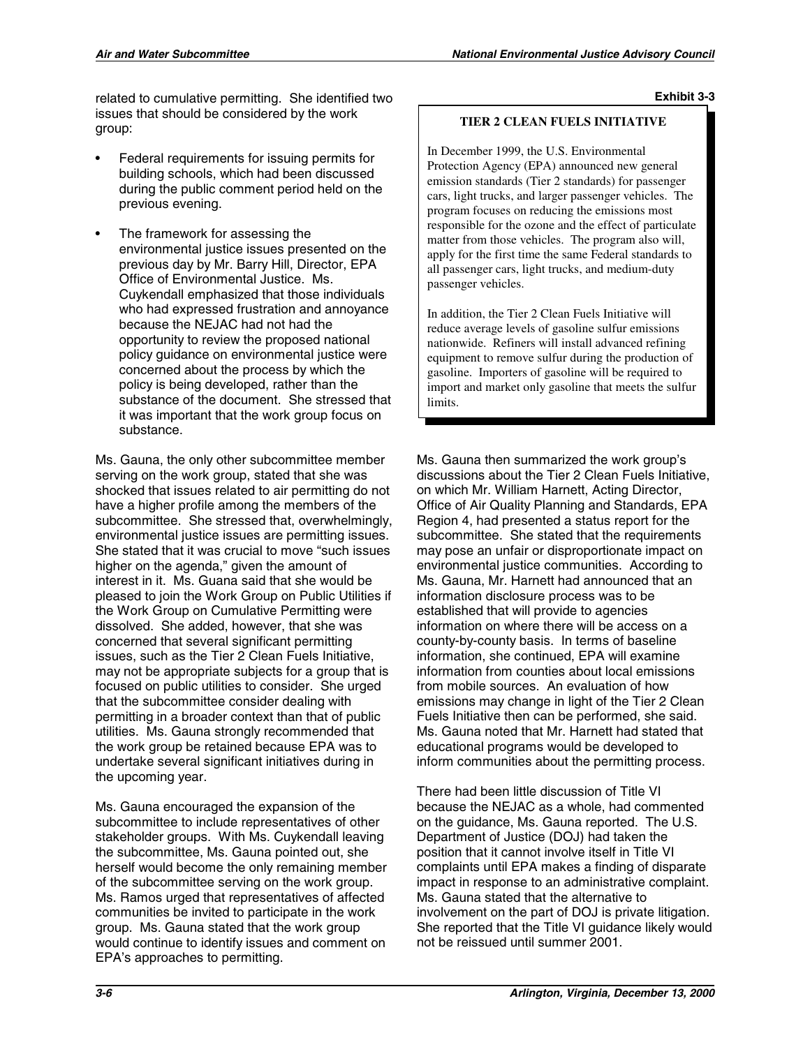related to cumulative permitting. She identified two issues that should be considered by the work group:

- Federal requirements for issuing permits for building schools, which had been discussed during the public comment period held on the previous evening.

- The framework for assessing the environmental justice issues presented on the previous day by Mr. Barry Hill, Director, EPA Office of Environmental Justice. Ms. Cuykendall emphasized that those individuals who had expressed frustration and annoyance because the NEJAC had not had the opportunity to review the proposed national policy guidance on environmental justice were concerned about the process by which the policy is being developed, rather than the substance of the document. She stressed that it was important that the work group focus on substance.

Ms. Gauna, the only other subcommittee member serving on the work group, stated that she was shocked that issues related to air permitting do not have a higher profile among the members of the subcommittee. She stressed that, overwhelmingly, environmental justice issues are permitting issues. She stated that it was crucial to move "such issues higher on the agenda," given the amount of interest in it. Ms. Guana said that she would be pleased to join the Work Group on Public Utilities if the Work Group on Cumulative Permitting were dissolved. She added, however, that she was concerned that several significant permitting issues, such as the Tier 2 Clean Fuels Initiative, may not be appropriate subjects for a group that is focused on public utilities to consider. She urged that the subcommittee consider dealing with permitting in a broader context than that of public utilities. Ms. Gauna strongly recommended that the work group be retained because EPA was to undertake several significant initiatives during in the upcoming year.

Ms. Gauna encouraged the expansion of the subcommittee to include representatives of other stakeholder groups. With Ms. Cuykendall leaving the subcommittee, Ms. Gauna pointed out, she herself would become the only remaining member of the subcommittee serving on the work group. Ms. Ramos urged that representatives of affected communities be invited to participate in the work group. Ms. Gauna stated that the work group would continue to identify issues and comment on EPA's approaches to permitting.

**Exhibit 3-3**

**TIER 2 CLEAN FUELS INITIATIVE**

In December 1999, the U.S. Environmental Protection Agency (EPA) announced new general emission standards (Tier 2 standards) for passenger cars, light trucks, and larger passenger vehicles. The program focuses on reducing the emissions most responsible for the ozone and the effect of particulate matter from those vehicles. The program also will, apply for the first time the same Federal standards to all passenger cars, light trucks, and medium-duty passenger vehicles.

In addition, the Tier 2 Clean Fuels Initiative will reduce average levels of gasoline sulfur emissions nationwide. Refiners will install advanced refining equipment to remove sulfur during the production of gasoline. Importers of gasoline will be required to import and market only gasoline that meets the sulfur limits.

Ms. Gauna then summarized the work group's discussions about the Tier 2 Clean Fuels Initiative, on which Mr. William Harnett, Acting Director, Office of Air Quality Planning and Standards, EPA Region 4, had presented a status report for the subcommittee. She stated that the requirements may pose an unfair or disproportionate impact on environmental justice communities. According to Ms. Gauna, Mr. Harnett had announced that an information disclosure process was to be established that will provide to agencies information on where there will be access on a county-by-county basis. In terms of baseline information, she continued, EPA will examine information from counties about local emissions from mobile sources. An evaluation of how emissions may change in light of the Tier 2 Clean Fuels Initiative then can be performed, she said. Ms. Gauna noted that Mr. Harnett had stated that educational programs would be developed to inform communities about the permitting process.

There had been little discussion of Title VI because the NEJAC as a whole, had commented on the guidance, Ms. Gauna reported. The U.S. Department of Justice (DOJ) had taken the position that it cannot involve itself in Title VI complaints until EPA makes a finding of disparate impact in response to an administrative complaint. Ms. Gauna stated that the alternative to involvement on the part of DOJ is private litigation. She reported that the Title VI guidance likely would not be reissued until summer 2001.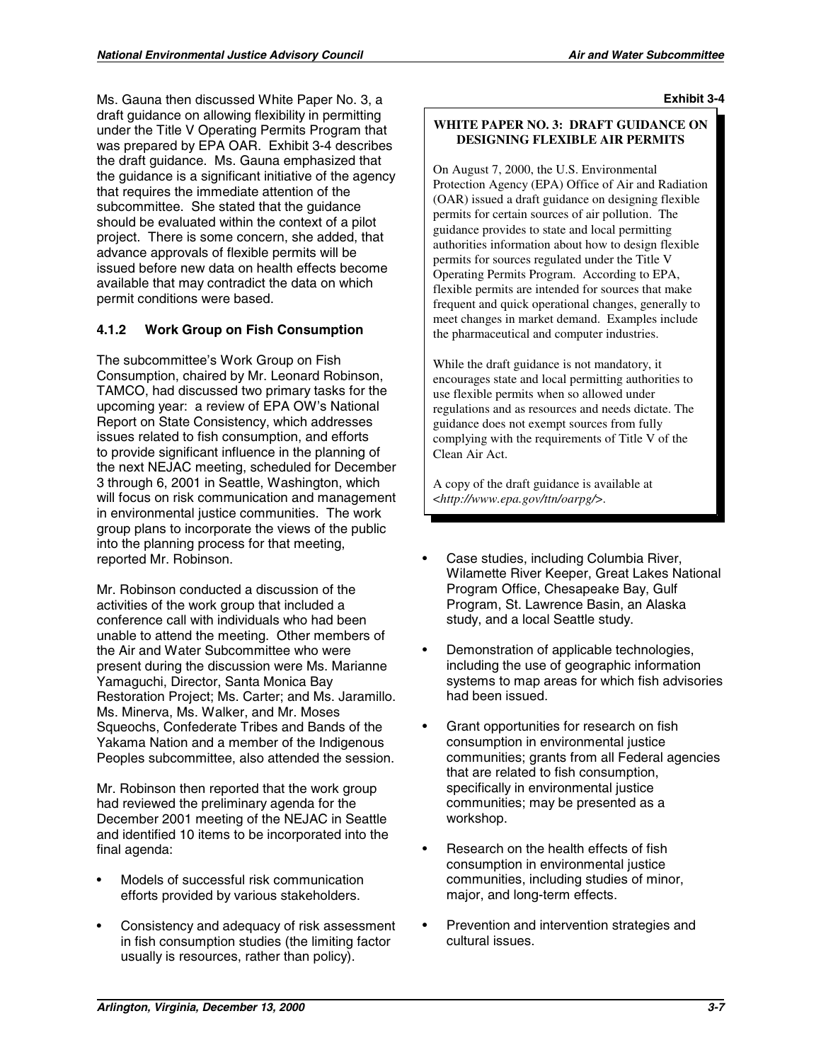Ms. Gauna then discussed White Paper No. 3, a draft guidance on allowing flexibility in permitting under the Title V Operating Permits Program that was prepared by EPA OAR. Exhibit 3-4 describes the draft guidance. Ms. Gauna emphasized that the guidance is a significant initiative of the agency that requires the immediate attention of the subcommittee. She stated that the guidance should be evaluated within the context of a pilot project. There is some concern, she added, that advance approvals of flexible permits will be issued before new data on health effects become available that may contradict the data on which permit conditions were based.

**Exhibit 3-4**

> **WHITE PAPER NO. 3: DRAFT GUIDANCE ON DESIGNING FLEXIBLE AIR PERMITS**
>
> On August 7, 2000, the U.S. Environmental Protection Agency (EPA) Office of Air and Radiation (OAR) issued a draft guidance on designing flexible permits for certain sources of air pollution. The guidance provides to state and local permitting authorities information about how to design flexible permits for sources regulated under the Title V Operating Permits Program. According to EPA, flexible permits are intended for sources that make frequent and quick operational changes, generally to meet changes in market demand. Examples include the pharmaceutical and computer industries.
>
> While the draft guidance is not mandatory, it encourages state and local permitting authorities to use flexible permits when so allowed under regulations and as resources and needs dictate. The guidance does not exempt sources from fully complying with the requirements of Title V of the Clean Air Act.
>
> A copy of the draft guidance is available at <*http://www.epa.gov/ttn/oarpg/*>.

### 4.1.2 Work Group on Fish Consumption

The subcommittee's Work Group on Fish Consumption, chaired by Mr. Leonard Robinson, TAMCO, had discussed two primary tasks for the upcoming year: a review of EPA OW's National Report on State Consistency, which addresses issues related to fish consumption, and efforts to provide significant influence in the planning of the next NEJAC meeting, scheduled for December 3 through 6, 2001 in Seattle, Washington, which will focus on risk communication and management in environmental justice communities. The work group plans to incorporate the views of the public into the planning process for that meeting, reported Mr. Robinson.

Mr. Robinson conducted a discussion of the activities of the work group that included a conference call with individuals who had been unable to attend the meeting. Other members of the Air and Water Subcommittee who were present during the discussion were Ms. Marianne Yamaguchi, Director, Santa Monica Bay Restoration Project; Ms. Carter; and Ms. Jaramillo. Ms. Minerva, Ms. Walker, and Mr. Moses Squeochs, Confederate Tribes and Bands of the Yakama Nation and a member of the Indigenous Peoples subcommittee, also attended the session.

Mr. Robinson then reported that the work group had reviewed the preliminary agenda for the December 2001 meeting of the NEJAC in Seattle and identified 10 items to be incorporated into the final agenda:

- Models of successful risk communication efforts provided by various stakeholders.
- Consistency and adequacy of risk assessment in fish consumption studies (the limiting factor usually is resources, rather than policy).
- Case studies, including Columbia River, Wilamette River Keeper, Great Lakes National Program Office, Chesapeake Bay, Gulf Program, St. Lawrence Basin, an Alaska study, and a local Seattle study.
- Demonstration of applicable technologies, including the use of geographic information systems to map areas for which fish advisories had been issued.
- Grant opportunities for research on fish consumption in environmental justice communities; grants from all Federal agencies that are related to fish consumption, specifically in environmental justice communities; may be presented as a workshop.
- Research on the health effects of fish consumption in environmental justice communities, including studies of minor, major, and long-term effects.
- Prevention and intervention strategies and cultural issues.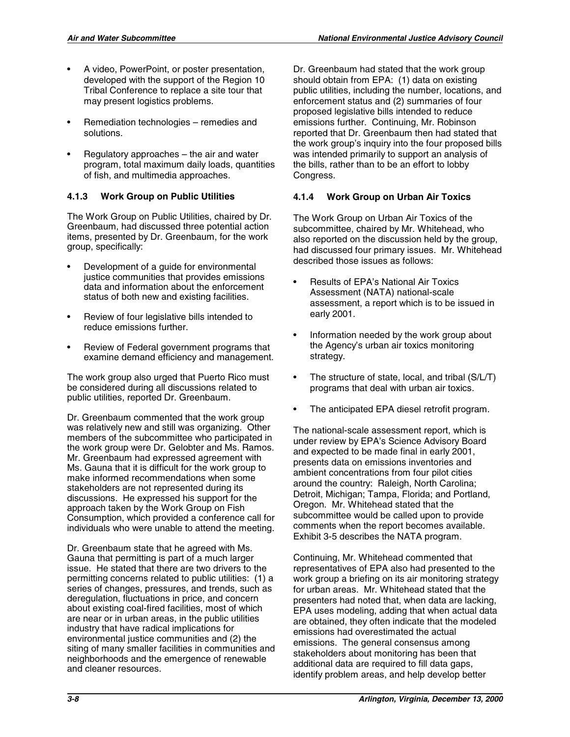- A video, PowerPoint, or poster presentation, developed with the support of the Region 10 Tribal Conference to replace a site tour that may present logistics problems.
- Remediation technologies – remedies and solutions.
- Regulatory approaches – the air and water program, total maximum daily loads, quantities of fish, and multimedia approaches.

### 4.1.3 Work Group on Public Utilities

The Work Group on Public Utilities, chaired by Dr. Greenbaum, had discussed three potential action items, presented by Dr. Greenbaum, for the work group, specifically:

- Development of a guide for environmental justice communities that provides emissions data and information about the enforcement status of both new and existing facilities.
- Review of four legislative bills intended to reduce emissions further.
- Review of Federal government programs that examine demand efficiency and management.

The work group also urged that Puerto Rico must be considered during all discussions related to public utilities, reported Dr. Greenbaum.

Dr. Greenbaum commented that the work group was relatively new and still was organizing. Other members of the subcommittee who participated in the work group were Dr. Gelobter and Ms. Ramos. Mr. Greenbaum had expressed agreement with Ms. Gauna that it is difficult for the work group to make informed recommendations when some stakeholders are not represented during its discussions. He expressed his support for the approach taken by the Work Group on Fish Consumption, which provided a conference call for individuals who were unable to attend the meeting.

Dr. Greenbaum state that he agreed with Ms. Gauna that permitting is part of a much larger issue. He stated that there are two drivers to the permitting concerns related to public utilities: (1) a series of changes, pressures, and trends, such as deregulation, fluctuations in price, and concern about existing coal-fired facilities, most of which are near or in urban areas, in the public utilities industry that have radical implications for environmental justice communities and (2) the siting of many smaller facilities in communities and neighborhoods and the emergence of renewable and cleaner resources.

Dr. Greenbaum had stated that the work group should obtain from EPA: (1) data on existing public utilities, including the number, locations, and enforcement status and (2) summaries of four proposed legislative bills intended to reduce emissions further. Continuing, Mr. Robinson reported that Dr. Greenbaum then had stated that the work group's inquiry into the four proposed bills was intended primarily to support an analysis of the bills, rather than to be an effort to lobby Congress.

### 4.1.4 Work Group on Urban Air Toxics

The Work Group on Urban Air Toxics of the subcommittee, chaired by Mr. Whitehead, who also reported on the discussion held by the group, had discussed four primary issues. Mr. Whitehead described those issues as follows:

- Results of EPA's National Air Toxics Assessment (NATA) national-scale assessment, a report which is to be issued in early 2001.
- Information needed by the work group about the Agency's urban air toxics monitoring strategy.
- The structure of state, local, and tribal (S/L/T) programs that deal with urban air toxics.
- The anticipated EPA diesel retrofit program.

The national-scale assessment report, which is under review by EPA's Science Advisory Board and expected to be made final in early 2001, presents data on emissions inventories and ambient concentrations from four pilot cities around the country: Raleigh, North Carolina; Detroit, Michigan; Tampa, Florida; and Portland, Oregon. Mr. Whitehead stated that the subcommittee would be called upon to provide comments when the report becomes available. Exhibit 3-5 describes the NATA program.

Continuing, Mr. Whitehead commented that representatives of EPA also had presented to the work group a briefing on its air monitoring strategy for urban areas. Mr. Whitehead stated that the presenters had noted that, when data are lacking, EPA uses modeling, adding that when actual data are obtained, they often indicate that the modeled emissions had overestimated the actual emissions. The general consensus among stakeholders about monitoring has been that additional data are required to fill data gaps, identify problem areas, and help develop better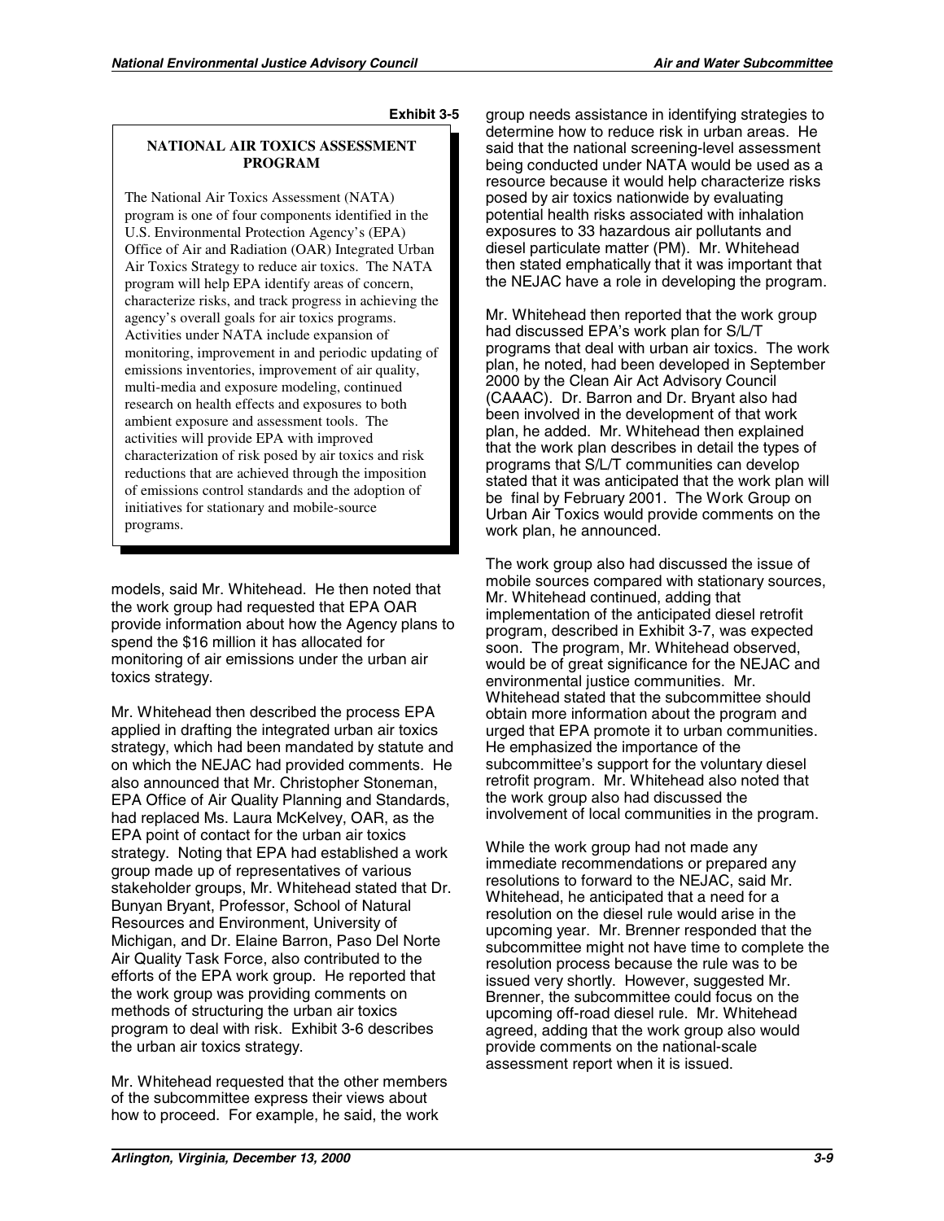**Exhibit 3-5**

> **NATIONAL AIR TOXICS ASSESSMENT PROGRAM**
>
> The National Air Toxics Assessment (NATA) program is one of four components identified in the U.S. Environmental Protection Agency's (EPA) Office of Air and Radiation (OAR) Integrated Urban Air Toxics Strategy to reduce air toxics. The NATA program will help EPA identify areas of concern, characterize risks, and track progress in achieving the agency's overall goals for air toxics programs. Activities under NATA include expansion of monitoring, improvement in and periodic updating of emissions inventories, improvement of air quality, multi-media and exposure modeling, continued research on health effects and exposures to both ambient exposure and assessment tools. The activities will provide EPA with improved characterization of risk posed by air toxics and risk reductions that are achieved through the imposition of emissions control standards and the adoption of initiatives for stationary and mobile-source programs.

models, said Mr. Whitehead. He then noted that the work group had requested that EPA OAR provide information about how the Agency plans to spend the $16 million it has allocated for monitoring of air emissions under the urban air toxics strategy.

Mr. Whitehead then described the process EPA applied in drafting the integrated urban air toxics strategy, which had been mandated by statute and on which the NEJAC had provided comments. He also announced that Mr. Christopher Stoneman, EPA Office of Air Quality Planning and Standards, had replaced Ms. Laura McKelvey, OAR, as the EPA point of contact for the urban air toxics strategy. Noting that EPA had established a work group made up of representatives of various stakeholder groups, Mr. Whitehead stated that Dr. Bunyan Bryant, Professor, School of Natural Resources and Environment, University of Michigan, and Dr. Elaine Barron, Paso Del Norte Air Quality Task Force, also contributed to the efforts of the EPA work group. He reported that the work group was providing comments on methods of structuring the urban air toxics program to deal with risk. Exhibit 3-6 describes the urban air toxics strategy.

Mr. Whitehead requested that the other members of the subcommittee express their views about how to proceed. For example, he said, the work group needs assistance in identifying strategies to determine how to reduce risk in urban areas. He said that the national screening-level assessment being conducted under NATA would be used as a resource because it would help characterize risks posed by air toxics nationwide by evaluating potential health risks associated with inhalation exposures to 33 hazardous air pollutants and diesel particulate matter (PM). Mr. Whitehead then stated emphatically that it was important that the NEJAC have a role in developing the program.

Mr. Whitehead then reported that the work group had discussed EPA's work plan for S/L/T programs that deal with urban air toxics. The work plan, he noted, had been developed in September 2000 by the Clean Air Act Advisory Council (CAAAC). Dr. Barron and Dr. Bryant also had been involved in the development of that work plan, he added. Mr. Whitehead then explained that the work plan describes in detail the types of programs that S/L/T communities can develop stated that it was anticipated that the work plan will be final by February 2001. The Work Group on Urban Air Toxics would provide comments on the work plan, he announced.

The work group also had discussed the issue of mobile sources compared with stationary sources, Mr. Whitehead continued, adding that implementation of the anticipated diesel retrofit program, described in Exhibit 3-7, was expected soon. The program, Mr. Whitehead observed, would be of great significance for the NEJAC and environmental justice communities. Mr. Whitehead stated that the subcommittee should obtain more information about the program and urged that EPA promote it to urban communities. He emphasized the importance of the subcommittee's support for the voluntary diesel retrofit program. Mr. Whitehead also noted that the work group also had discussed the involvement of local communities in the program.

While the work group had not made any immediate recommendations or prepared any resolutions to forward to the NEJAC, said Mr. Whitehead, he anticipated that a need for a resolution on the diesel rule would arise in the upcoming year. Mr. Brenner responded that the subcommittee might not have time to complete the resolution process because the rule was to be issued very shortly. However, suggested Mr. Brenner, the subcommittee could focus on the upcoming off-road diesel rule. Mr. Whitehead agreed, adding that the work group also would provide comments on the national-scale assessment report when it is issued.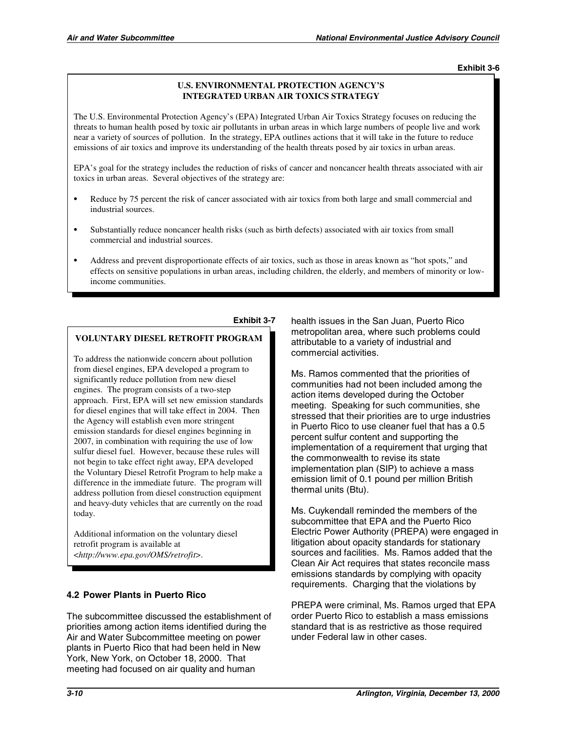Exhibit 3-6

**U.S. ENVIRONMENTAL PROTECTION AGENCY'S INTEGRATED URBAN AIR TOXICS STRATEGY**

The U.S. Environmental Protection Agency's (EPA) Integrated Urban Air Toxics Strategy focuses on reducing the threats to human health posed by toxic air pollutants in urban areas in which large numbers of people live and work near a variety of sources of pollution. In the strategy, EPA outlines actions that it will take in the future to reduce emissions of air toxics and improve its understanding of the health threats posed by air toxics in urban areas.

EPA's goal for the strategy includes the reduction of risks of cancer and noncancer health threats associated with air toxics in urban areas. Several objectives of the strategy are:

- Reduce by 75 percent the risk of cancer associated with air toxics from both large and small commercial and industrial sources.
- Substantially reduce noncancer health risks (such as birth defects) associated with air toxics from small commercial and industrial sources.
- Address and prevent disproportionate effects of air toxics, such as those in areas known as "hot spots," and effects on sensitive populations in urban areas, including children, the elderly, and members of minority or low-income communities.

Exhibit 3-7

**VOLUNTARY DIESEL RETROFIT PROGRAM**

To address the nationwide concern about pollution from diesel engines, EPA developed a program to significantly reduce pollution from new diesel engines. The program consists of a two-step approach. First, EPA will set new emission standards for diesel engines that will take effect in 2004. Then the Agency will establish even more stringent emission standards for diesel engines beginning in 2007, in combination with requiring the use of low sulfur diesel fuel. However, because these rules will not begin to take effect right away, EPA developed the Voluntary Diesel Retrofit Program to help make a difference in the immediate future. The program will address pollution from diesel construction equipment and heavy-duty vehicles that are currently on the road today.

Additional information on the voluntary diesel retrofit program is available at <*http://www.epa.gov/OMS/retrofit*>.

### 4.2 Power Plants in Puerto Rico

The subcommittee discussed the establishment of priorities among action items identified during the Air and Water Subcommittee meeting on power plants in Puerto Rico that had been held in New York, New York, on October 18, 2000. That meeting had focused on air quality and human health issues in the San Juan, Puerto Rico metropolitan area, where such problems could attributable to a variety of industrial and commercial activities.

Ms. Ramos commented that the priorities of communities had not been included among the action items developed during the October meeting. Speaking for such communities, she stressed that their priorities are to urge industries in Puerto Rico to use cleaner fuel that has a 0.5 percent sulfur content and supporting the implementation of a requirement that urging that the commonwealth to revise its state implementation plan (SIP) to achieve a mass emission limit of 0.1 pound per million British thermal units (Btu).

Ms. Cuykendall reminded the members of the subcommittee that EPA and the Puerto Rico Electric Power Authority (PREPA) were engaged in litigation about opacity standards for stationary sources and facilities. Ms. Ramos added that the Clean Air Act requires that states reconcile mass emissions standards by complying with opacity requirements. Charging that the violations by PREPA were criminal, Ms. Ramos urged that EPA order Puerto Rico to establish a mass emissions standard that is as restrictive as those required under Federal law in other cases.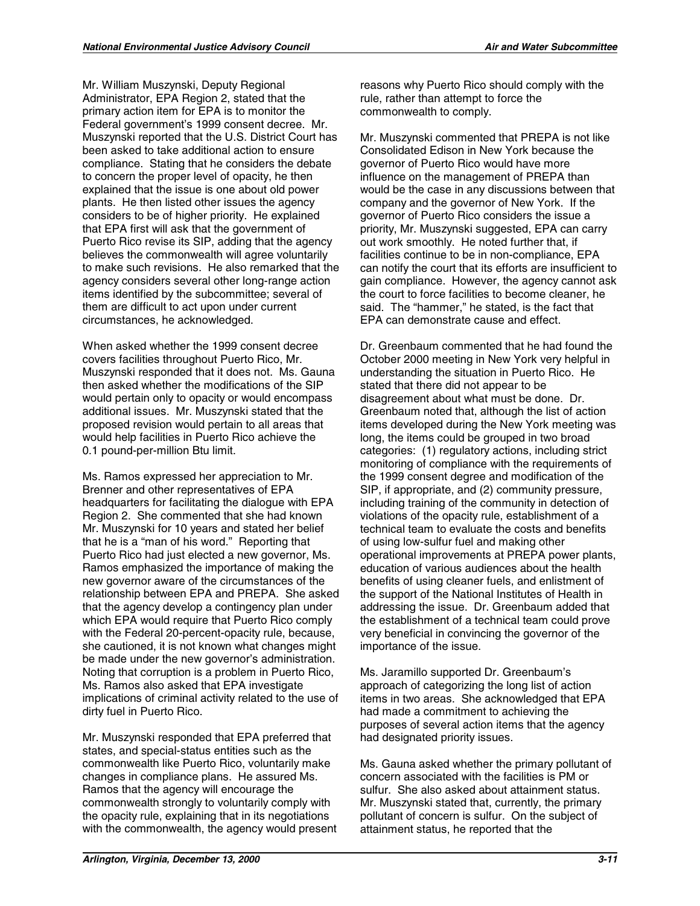Mr. William Muszynski, Deputy Regional Administrator, EPA Region 2, stated that the primary action item for EPA is to monitor the Federal government's 1999 consent decree. Mr. Muszynski reported that the U.S. District Court has been asked to take additional action to ensure compliance. Stating that he considers the debate to concern the proper level of opacity, he then explained that the issue is one about old power plants. He then listed other issues the agency considers to be of higher priority. He explained that EPA first will ask that the government of Puerto Rico revise its SIP, adding that the agency believes the commonwealth will agree voluntarily to make such revisions. He also remarked that the agency considers several other long-range action items identified by the subcommittee; several of them are difficult to act upon under current circumstances, he acknowledged.

When asked whether the 1999 consent decree covers facilities throughout Puerto Rico, Mr. Muszynski responded that it does not. Ms. Gauna then asked whether the modifications of the SIP would pertain only to opacity or would encompass additional issues. Mr. Muszynski stated that the proposed revision would pertain to all areas that would help facilities in Puerto Rico achieve the 0.1 pound-per-million Btu limit.

Ms. Ramos expressed her appreciation to Mr. Brenner and other representatives of EPA headquarters for facilitating the dialogue with EPA Region 2. She commented that she had known Mr. Muszynski for 10 years and stated her belief that he is a "man of his word." Reporting that Puerto Rico had just elected a new governor, Ms. Ramos emphasized the importance of making the new governor aware of the circumstances of the relationship between EPA and PREPA. She asked that the agency develop a contingency plan under which EPA would require that Puerto Rico comply with the Federal 20-percent-opacity rule, because, she cautioned, it is not known what changes might be made under the new governor's administration. Noting that corruption is a problem in Puerto Rico, Ms. Ramos also asked that EPA investigate implications of criminal activity related to the use of dirty fuel in Puerto Rico.

Mr. Muszynski responded that EPA preferred that states, and special-status entities such as the commonwealth like Puerto Rico, voluntarily make changes in compliance plans. He assured Ms. Ramos that the agency will encourage the commonwealth strongly to voluntarily comply with the opacity rule, explaining that in its negotiations with the commonwealth, the agency would present reasons why Puerto Rico should comply with the rule, rather than attempt to force the commonwealth to comply.

Mr. Muszynski commented that PREPA is not like Consolidated Edison in New York because the governor of Puerto Rico would have more influence on the management of PREPA than would be the case in any discussions between that company and the governor of New York. If the governor of Puerto Rico considers the issue a priority, Mr. Muszynski suggested, EPA can carry out work smoothly. He noted further that, if facilities continue to be in non-compliance, EPA can notify the court that its efforts are insufficient to gain compliance. However, the agency cannot ask the court to force facilities to become cleaner, he said. The "hammer," he stated, is the fact that EPA can demonstrate cause and effect.

Dr. Greenbaum commented that he had found the October 2000 meeting in New York very helpful in understanding the situation in Puerto Rico. He stated that there did not appear to be disagreement about what must be done. Dr. Greenbaum noted that, although the list of action items developed during the New York meeting was long, the items could be grouped in two broad categories: (1) regulatory actions, including strict monitoring of compliance with the requirements of the 1999 consent decree and modification of the SIP, if appropriate, and (2) community pressure, including training of the community in detection of violations of the opacity rule, establishment of a technical team to evaluate the costs and benefits of using low-sulfur fuel and making other operational improvements at PREPA power plants, education of various audiences about the health benefits of using cleaner fuels, and enlistment of the support of the National Institutes of Health in addressing the issue. Dr. Greenbaum added that the establishment of a technical team could prove very beneficial in convincing the governor of the importance of the issue.

Ms. Jaramillo supported Dr. Greenbaum's approach of categorizing the long list of action items in two areas. She acknowledged that EPA had made a commitment to achieving the purposes of several action items that the agency had designated priority issues.

Ms. Gauna asked whether the primary pollutant of concern associated with the facilities is PM or sulfur. She also asked about attainment status. Mr. Muszynski stated that, currently, the primary pollutant of concern is sulfur. On the subject of attainment status, he reported that the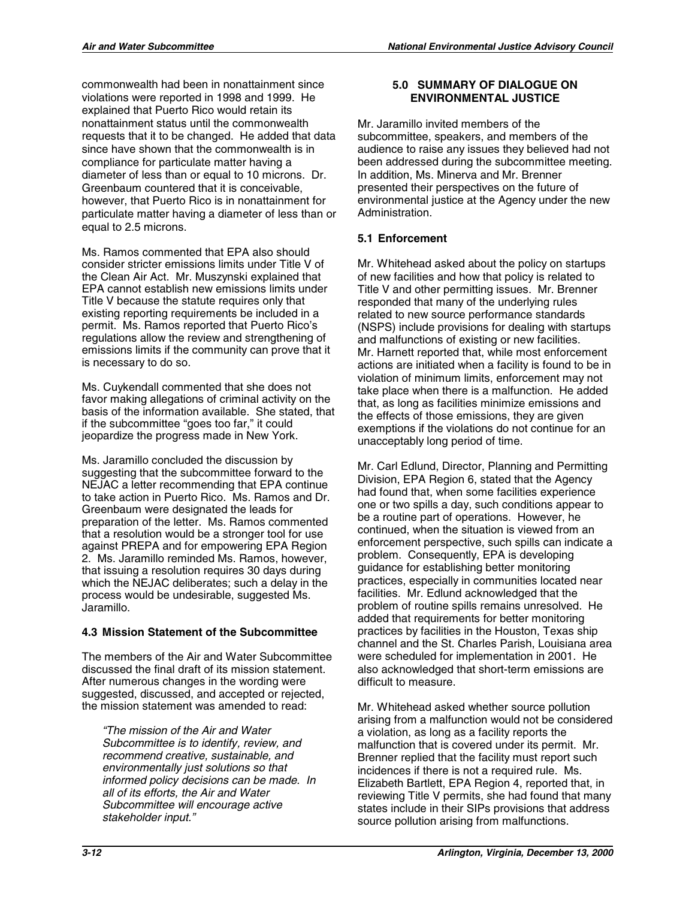commonwealth had been in nonattainment since violations were reported in 1998 and 1999. He explained that Puerto Rico would retain its nonattainment status until the commonwealth requests that it to be changed. He added that data since have shown that the commonwealth is in compliance for particulate matter having a diameter of less than or equal to 10 microns. Dr. Greenbaum countered that it is conceivable, however, that Puerto Rico is in nonattainment for particulate matter having a diameter of less than or equal to 2.5 microns.

Ms. Ramos commented that EPA also should consider stricter emissions limits under Title V of the Clean Air Act. Mr. Muszynski explained that EPA cannot establish new emissions limits under Title V because the statute requires only that existing reporting requirements be included in a permit. Ms. Ramos reported that Puerto Rico's regulations allow the review and strengthening of emissions limits if the community can prove that it is necessary to do so.

Ms. Cuykendall commented that she does not favor making allegations of criminal activity on the basis of the information available. She stated, that if the subcommittee "goes too far," it could jeopardize the progress made in New York.

Ms. Jaramillo concluded the discussion by suggesting that the subcommittee forward to the NEJAC a letter recommending that EPA continue to take action in Puerto Rico. Ms. Ramos and Dr. Greenbaum were designated the leads for preparation of the letter. Ms. Ramos commented that a resolution would be a stronger tool for use against PREPA and for empowering EPA Region 2. Ms. Jaramillo reminded Ms. Ramos, however, that issuing a resolution requires 30 days during which the NEJAC deliberates; such a delay in the process would be undesirable, suggested Ms. Jaramillo.

### 4.3 Mission Statement of the Subcommittee

The members of the Air and Water Subcommittee discussed the final draft of its mission statement. After numerous changes in the wording were suggested, discussed, and accepted or rejected, the mission statement was amended to read:

> *"The mission of the Air and Water Subcommittee is to identify, review, and recommend creative, sustainable, and environmentally just solutions so that informed policy decisions can be made. In all of its efforts, the Air and Water Subcommittee will encourage active stakeholder input."*

## 5.0 SUMMARY OF DIALOGUE ON ENVIRONMENTAL JUSTICE

Mr. Jaramillo invited members of the subcommittee, speakers, and members of the audience to raise any issues they believed had not been addressed during the subcommittee meeting. In addition, Ms. Minerva and Mr. Brenner presented their perspectives on the future of environmental justice at the Agency under the new Administration.

### 5.1 Enforcement

Mr. Whitehead asked about the policy on startups of new facilities and how that policy is related to Title V and other permitting issues. Mr. Brenner responded that many of the underlying rules related to new source performance standards (NSPS) include provisions for dealing with startups and malfunctions of existing or new facilities. Mr. Harnett reported that, while most enforcement actions are initiated when a facility is found to be in violation of minimum limits, enforcement may not take place when there is a malfunction. He added that, as long as facilities minimize emissions and the effects of those emissions, they are given exemptions if the violations do not continue for an unacceptably long period of time.

Mr. Carl Edlund, Director, Planning and Permitting Division, EPA Region 6, stated that the Agency had found that, when some facilities experience one or two spills a day, such conditions appear to be a routine part of operations. However, he continued, when the situation is viewed from an enforcement perspective, such spills can indicate a problem. Consequently, EPA is developing guidance for establishing better monitoring practices, especially in communities located near facilities. Mr. Edlund acknowledged that the problem of routine spills remains unresolved. He added that requirements for better monitoring practices by facilities in the Houston, Texas ship channel and the St. Charles Parish, Louisiana area were scheduled for implementation in 2001. He also acknowledged that short-term emissions are difficult to measure.

Mr. Whitehead asked whether source pollution arising from a malfunction would not be considered a violation, as long as a facility reports the malfunction that is covered under its permit. Mr. Brenner replied that the facility must report such incidences if there is not a required rule. Ms. Elizabeth Bartlett, EPA Region 4, reported that, in reviewing Title V permits, she had found that many states include in their SIPs provisions that address source pollution arising from malfunctions.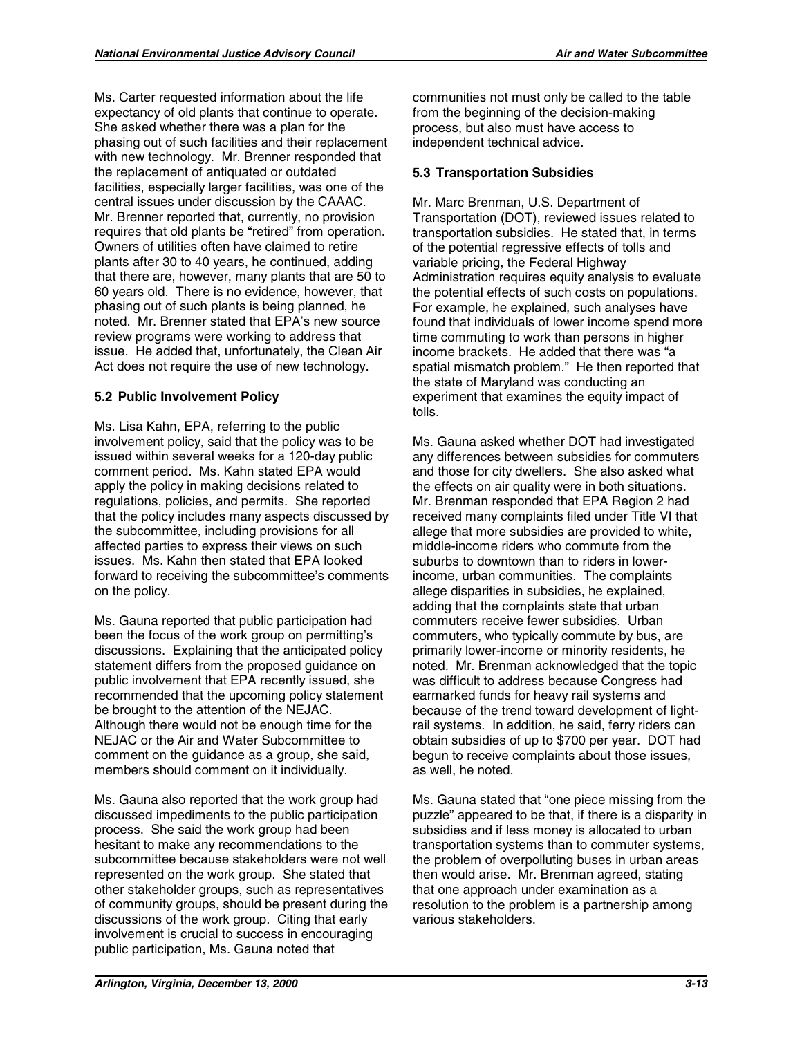Ms. Carter requested information about the life expectancy of old plants that continue to operate. She asked whether there was a plan for the phasing out of such facilities and their replacement with new technology. Mr. Brenner responded that the replacement of antiquated or outdated facilities, especially larger facilities, was one of the central issues under discussion by the CAAAC. Mr. Brenner reported that, currently, no provision requires that old plants be "retired" from operation. Owners of utilities often have claimed to retire plants after 30 to 40 years, he continued, adding that there are, however, many plants that are 50 to 60 years old. There is no evidence, however, that phasing out of such plants is being planned, he noted. Mr. Brenner stated that EPA's new source review programs were working to address that issue. He added that, unfortunately, the Clean Air Act does not require the use of new technology.

### 5.2 Public Involvement Policy

Ms. Lisa Kahn, EPA, referring to the public involvement policy, said that the policy was to be issued within several weeks for a 120-day public comment period. Ms. Kahn stated EPA would apply the policy in making decisions related to regulations, policies, and permits. She reported that the policy includes many aspects discussed by the subcommittee, including provisions for all affected parties to express their views on such issues. Ms. Kahn then stated that EPA looked forward to receiving the subcommittee's comments on the policy.

Ms. Gauna reported that public participation had been the focus of the work group on permitting's discussions. Explaining that the anticipated policy statement differs from the proposed guidance on public involvement that EPA recently issued, she recommended that the upcoming policy statement be brought to the attention of the NEJAC. Although there would not be enough time for the NEJAC or the Air and Water Subcommittee to comment on the guidance as a group, she said, members should comment on it individually.

Ms. Gauna also reported that the work group had discussed impediments to the public participation process. She said the work group had been hesitant to make any recommendations to the subcommittee because stakeholders were not well represented on the work group. She stated that other stakeholder groups, such as representatives of community groups, should be present during the discussions of the work group. Citing that early involvement is crucial to success in encouraging public participation, Ms. Gauna noted that communities not must only be called to the table from the beginning of the decision-making process, but also must have access to independent technical advice.

### 5.3 Transportation Subsidies

Mr. Marc Brenman, U.S. Department of Transportation (DOT), reviewed issues related to transportation subsidies. He stated that, in terms of the potential regressive effects of tolls and variable pricing, the Federal Highway Administration requires equity analysis to evaluate the potential effects of such costs on populations. For example, he explained, such analyses have found that individuals of lower income spend more time commuting to work than persons in higher income brackets. He added that there was "a spatial mismatch problem." He then reported that the state of Maryland was conducting an experiment that examines the equity impact of tolls.

Ms. Gauna asked whether DOT had investigated any differences between subsidies for commuters and those for city dwellers. She also asked what the effects on air quality were in both situations. Mr. Brenman responded that EPA Region 2 had received many complaints filed under Title VI that allege that more subsidies are provided to white, middle-income riders who commute from the suburbs to downtown than to riders in lower-income, urban communities. The complaints allege disparities in subsidies, he explained, adding that the complaints state that urban commuters receive fewer subsidies. Urban commuters, who typically commute by bus, are primarily lower-income or minority residents, he noted. Mr. Brenman acknowledged that the topic was difficult to address because Congress had earmarked funds for heavy rail systems and because of the trend toward development of light-rail systems. In addition, he said, ferry riders can obtain subsidies of up to $700 per year. DOT had begun to receive complaints about those issues, as well, he noted.

Ms. Gauna stated that "one piece missing from the puzzle" appeared to be that, if there is a disparity in subsidies and if less money is allocated to urban transportation systems than to commuter systems, the problem of overpolluting buses in urban areas then would arise. Mr. Brenman agreed, stating that one approach under examination as a resolution to the problem is a partnership among various stakeholders.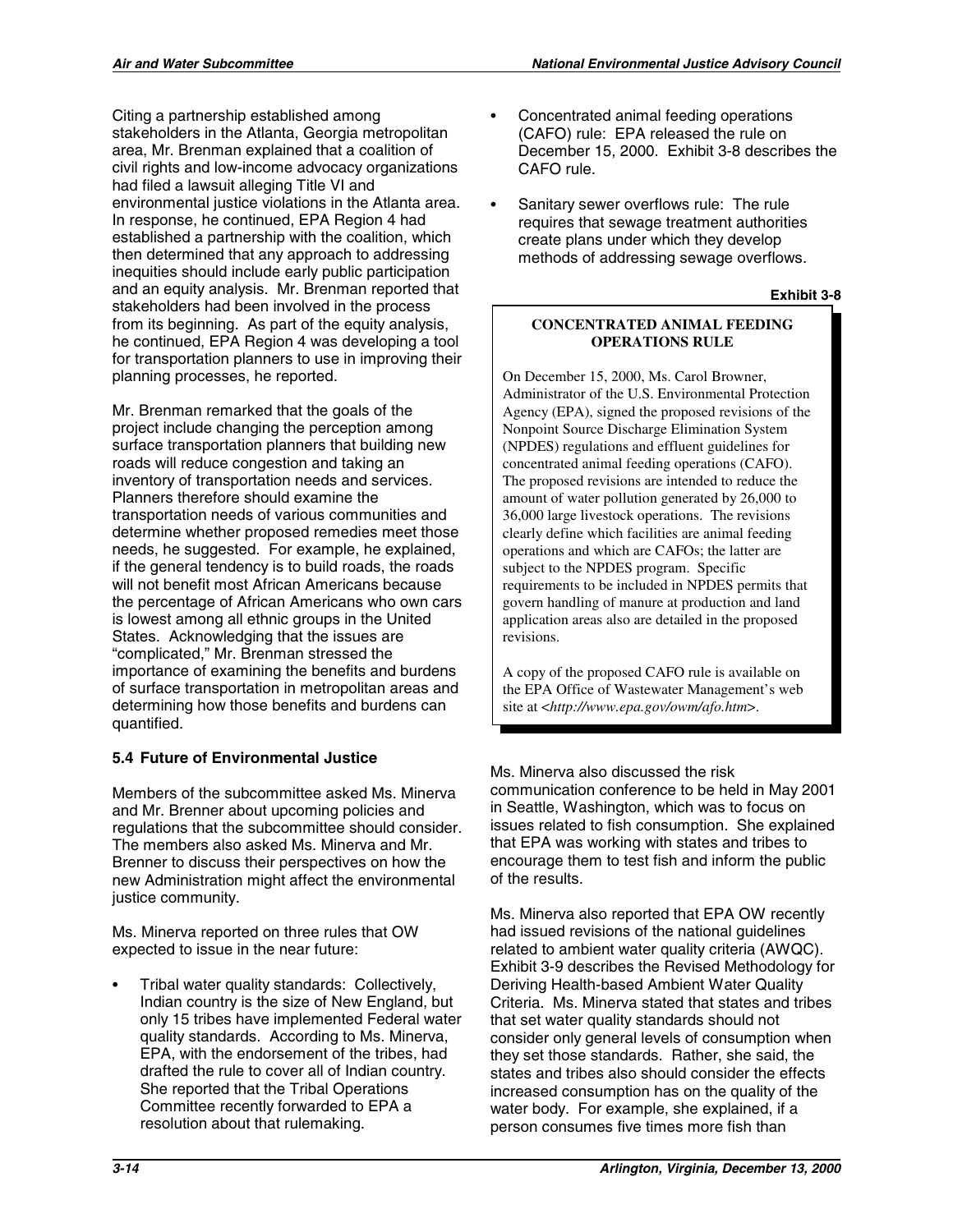Citing a partnership established among stakeholders in the Atlanta, Georgia metropolitan area, Mr. Brenman explained that a coalition of civil rights and low-income advocacy organizations had filed a lawsuit alleging Title VI and environmental justice violations in the Atlanta area. In response, he continued, EPA Region 4 had established a partnership with the coalition, which then determined that any approach to addressing inequities should include early public participation and an equity analysis. Mr. Brenman reported that stakeholders had been involved in the process from its beginning. As part of the equity analysis, he continued, EPA Region 4 was developing a tool for transportation planners to use in improving their planning processes, he reported.

Mr. Brenman remarked that the goals of the project include changing the perception among surface transportation planners that building new roads will reduce congestion and taking an inventory of transportation needs and services. Planners therefore should examine the transportation needs of various communities and determine whether proposed remedies meet those needs, he suggested. For example, he explained, if the general tendency is to build roads, the roads will not benefit most African Americans because the percentage of African Americans who own cars is lowest among all ethnic groups in the United States. Acknowledging that the issues are "complicated," Mr. Brenman stressed the importance of examining the benefits and burdens of surface transportation in metropolitan areas and determining how those benefits and burdens can quantified.

### 5.4 Future of Environmental Justice

Members of the subcommittee asked Ms. Minerva and Mr. Brenner about upcoming policies and regulations that the subcommittee should consider. The members also asked Ms. Minerva and Mr. Brenner to discuss their perspectives on how the new Administration might affect the environmental justice community.

Ms. Minerva reported on three rules that OW expected to issue in the near future:

- Tribal water quality standards: Collectively, Indian country is the size of New England, but only 15 tribes have implemented Federal water quality standards. According to Ms. Minerva, EPA, with the endorsement of the tribes, had drafted the rule to cover all of Indian country. She reported that the Tribal Operations Committee recently forwarded to EPA a resolution about that rulemaking.
- Concentrated animal feeding operations (CAFO) rule: EPA released the rule on December 15, 2000. Exhibit 3-8 describes the CAFO rule.
- Sanitary sewer overflows rule: The rule requires that sewage treatment authorities create plans under which they develop methods of addressing sewage overflows.

**Exhibit 3-8**

**CONCENTRATED ANIMAL FEEDING OPERATIONS RULE**

On December 15, 2000, Ms. Carol Browner, Administrator of the U.S. Environmental Protection Agency (EPA), signed the proposed revisions of the Nonpoint Source Discharge Elimination System (NPDES) regulations and effluent guidelines for concentrated animal feeding operations (CAFO). The proposed revisions are intended to reduce the amount of water pollution generated by 26,000 to 36,000 large livestock operations. The revisions clearly define which facilities are animal feeding operations and which are CAFOs; the latter are subject to the NPDES program. Specific requirements to be included in NPDES permits that govern handling of manure at production and land application areas also are detailed in the proposed revisions.

A copy of the proposed CAFO rule is available on the EPA Office of Wastewater Management's web site at <*http://www.epa.gov/owm/afo.htm*>.

Ms. Minerva also discussed the risk communication conference to be held in May 2001 in Seattle, Washington, which was to focus on issues related to fish consumption. She explained that EPA was working with states and tribes to encourage them to test fish and inform the public of the results.

Ms. Minerva also reported that EPA OW recently had issued revisions of the national guidelines related to ambient water quality criteria (AWQC). Exhibit 3-9 describes the Revised Methodology for Deriving Health-based Ambient Water Quality Criteria. Ms. Minerva stated that states and tribes that set water quality standards should not consider only general levels of consumption when they set those standards. Rather, she said, the states and tribes also should consider the effects increased consumption has on the quality of the water body. For example, she explained, if a person consumes five times more fish than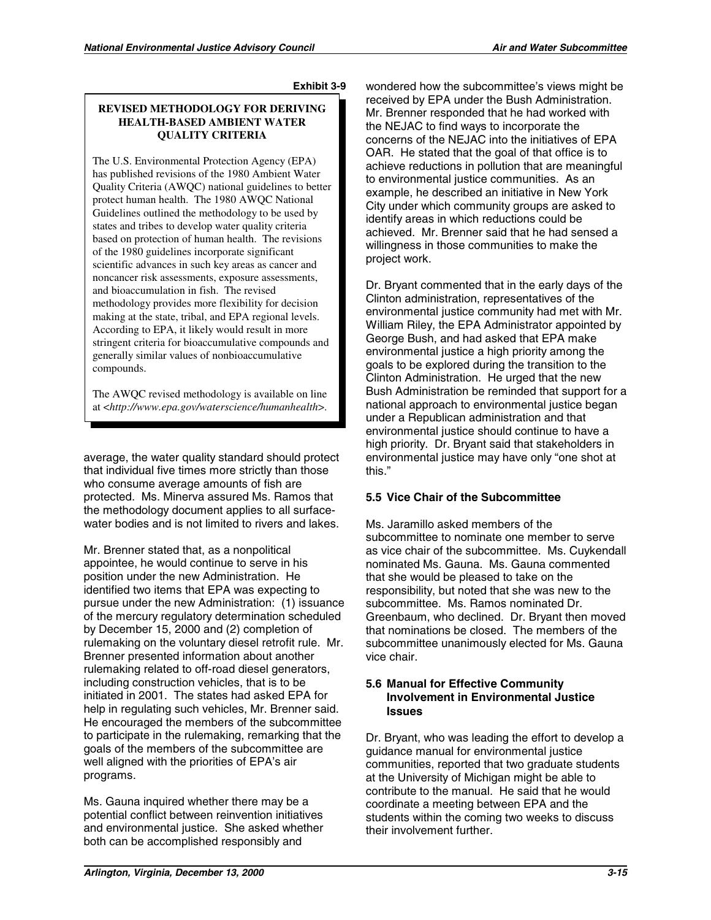**Exhibit 3-9**

> **REVISED METHODOLOGY FOR DERIVING HEALTH-BASED AMBIENT WATER QUALITY CRITERIA**
>
> The U.S. Environmental Protection Agency (EPA) has published revisions of the 1980 Ambient Water Quality Criteria (AWQC) national guidelines to better protect human health. The 1980 AWQC National Guidelines outlined the methodology to be used by states and tribes to develop water quality criteria based on protection of human health. The revisions of the 1980 guidelines incorporate significant scientific advances in such key areas as cancer and noncancer risk assessments, exposure assessments, and bioaccumulation in fish. The revised methodology provides more flexibility for decision making at the state, tribal, and EPA regional levels. According to EPA, it likely would result in more stringent criteria for bioaccumulative compounds and generally similar values of nonbioaccumulative compounds.
>
> The AWQC revised methodology is available on line at <*http://www.epa.gov/waterscience/humanhealth*>.

average, the water quality standard should protect that individual five times more strictly than those who consume average amounts of fish are protected. Ms. Minerva assured Ms. Ramos that the methodology document applies to all surface-water bodies and is not limited to rivers and lakes.

Mr. Brenner stated that, as a nonpolitical appointee, he would continue to serve in his position under the new Administration. He identified two items that EPA was expecting to pursue under the new Administration: (1) issuance of the mercury regulatory determination scheduled by December 15, 2000 and (2) completion of rulemaking on the voluntary diesel retrofit rule. Mr. Brenner presented information about another rulemaking related to off-road diesel generators, including construction vehicles, that is to be initiated in 2001. The states had asked EPA for help in regulating such vehicles, Mr. Brenner said. He encouraged the members of the subcommittee to participate in the rulemaking, remarking that the goals of the members of the subcommittee are well aligned with the priorities of EPA's air programs.

Ms. Gauna inquired whether there may be a potential conflict between reinvention initiatives and environmental justice. She asked whether both can be accomplished responsibly and wondered how the subcommittee's views might be received by EPA under the Bush Administration. Mr. Brenner responded that he had worked with the NEJAC to find ways to incorporate the concerns of the NEJAC into the initiatives of EPA OAR. He stated that the goal of that office is to achieve reductions in pollution that are meaningful to environmental justice communities. As an example, he described an initiative in New York City under which community groups are asked to identify areas in which reductions could be achieved. Mr. Brenner said that he had sensed a willingness in those communities to make the project work.

Dr. Bryant commented that in the early days of the Clinton administration, representatives of the environmental justice community had met with Mr. William Riley, the EPA Administrator appointed by George Bush, and had asked that EPA make environmental justice a high priority among the goals to be explored during the transition to the Clinton Administration. He urged that the new Bush Administration be reminded that support for a national approach to environmental justice began under a Republican administration and that environmental justice should continue to have a high priority. Dr. Bryant said that stakeholders in environmental justice may have only "one shot at this."

### 5.5 Vice Chair of the Subcommittee

Ms. Jaramillo asked members of the subcommittee to nominate one member to serve as vice chair of the subcommittee. Ms. Cuykendall nominated Ms. Gauna. Ms. Gauna commented that she would be pleased to take on the responsibility, but noted that she was new to the subcommittee. Ms. Ramos nominated Dr. Greenbaum, who declined. Dr. Bryant then moved that nominations be closed. The members of the subcommittee unanimously elected for Ms. Gauna vice chair.

### 5.6 Manual for Effective Community Involvement in Environmental Justice Issues

Dr. Bryant, who was leading the effort to develop a guidance manual for environmental justice communities, reported that two graduate students at the University of Michigan might be able to contribute to the manual. He said that he would coordinate a meeting between EPA and the students within the coming two weeks to discuss their involvement further.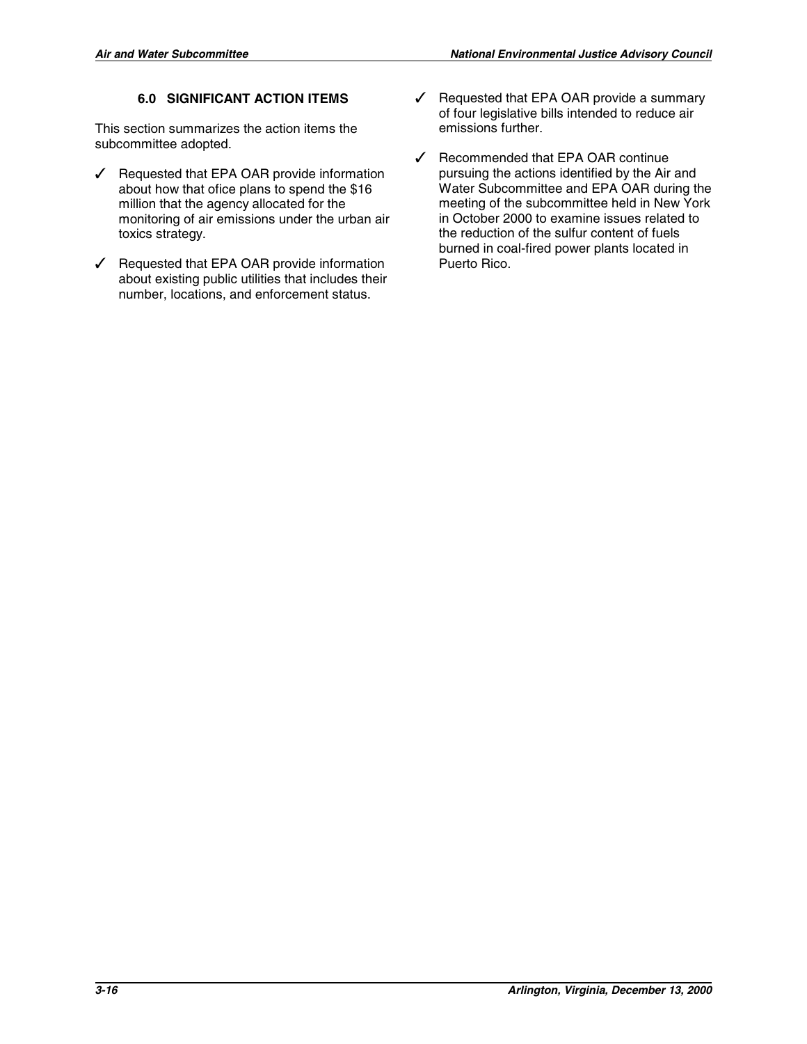## 6.0 SIGNIFICANT ACTION ITEMS

This section summarizes the action items the subcommittee adopted.

✓ Requested that EPA OAR provide information about how that ofice plans to spend the $16 million that the agency allocated for the monitoring of air emissions under the urban air toxics strategy.

✓ Requested that EPA OAR provide information about existing public utilities that includes their number, locations, and enforcement status.

✓ Requested that EPA OAR provide a summary of four legislative bills intended to reduce air emissions further.

✓ Recommended that EPA OAR continue pursuing the actions identified by the Air and Water Subcommittee and EPA OAR during the meeting of the subcommittee held in New York in October 2000 to examine issues related to the reduction of the sulfur content of fuels burned in coal-fired power plants located in Puerto Rico.